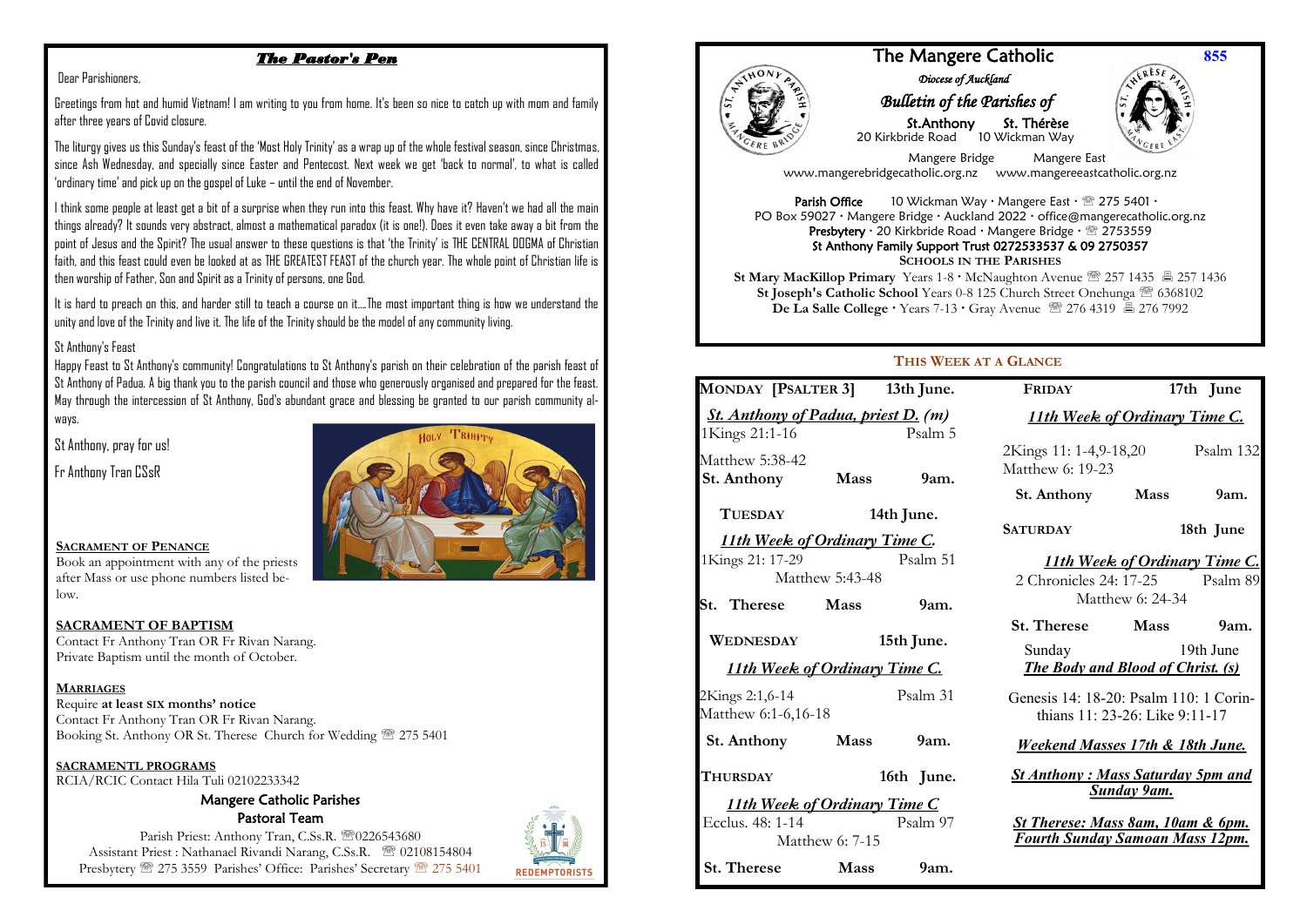# The Pastor's Pen

Dear Parishioners,

Greetings from hot and humid Vietnam! I am writing to you from home. It's been so nice to catch up with mom and family after three years of Covid closure.

The liturgy gives us this Sunday's feast of the 'Most Holy Trinity' as a wrap up of the whole festival season, since Christmas, since Ash Wednesday, and specially since Easter and Pentecost. Next week we get 'back to normal', to what is called 'ordinary time' and pick up on the gospel of Luke – until the end of November.

I think some people at least get a bit of a surprise when they run into this feast. Why have it? Haven't we had all the main things already? It sounds very abstract, almost a mathematical paradox (it is one!). Does it even take away a bit from the point of Jesus and the Spirit? The usual answer to these questions is that 'the Trinity' is THE CENTRAL DOGMA of Christian faith, and this feast could even be looked at as THE GREATEST FEAST of the church year. The whole point of Christian life is then worship of Father, Son and Spirit as a Trinity of persons, one God.

It is hard to preach on this, and harder still to teach a course on it….The most important thing is how we understand the unity and love of the Trinity and live it. The life of the Trinity should be the model of any community living.

St Anthony's Feast

Happy Feast to St Anthony's community! Congratulations to St Anthony's parish on their celebration of the parish feast of St Anthony of Padua. A big thank you to the parish council and those who generously organised and prepared for the feast. May through the intercession of St Anthony, God's abundant grace and blessing be granted to our parish community always.

St Anthony, pray for us!

Fr Anthony Tran CSsR

### Sacrament of Penance

Book an appointment with any of the priests after Mass or use phone numbers listed below.

### SACRAMENT OF BAPTISM

Contact Fr Anthony Tran OR Fr Rivan Narang.
Private Baptism until the month of October.

### Marriages

Require **at least six months' notice**
Contact Fr Anthony Tran OR Fr Rivan Narang.
Booking St. Anthony OR St. Therese Church for Wedding ☏ 275 5401

### SACRAMENTL PROGRAMS

RCIA/RCIC Contact Hila Tuli 02102233342

### Mangere Catholic Parishes
### Pastoral Team

Parish Priest: Anthony Tran, C.Ss.R. ☏0226543680
Assistant Priest : Nathanael Rivandi Narang, C.Ss.R. ☏ 02108154804
Presbytery ☏ 275 3559 Parishes' Office: Parishes' Secretary ☏ 275 5401

# The Mangere Catholic

**855**

*Diocese of Auckland*

*Bulletin of the Parishes of*

St.Anthony — St. Thérèse
20 Kirkbride Road — 10 Wickman Way
Mangere Bridge — Mangere East
www.mangerebridgecatholic.org.nz — www.mangereeastcatholic.org.nz

**Parish Office** 10 Wickman Way · Mangere East · ☏ 275 5401 ·
PO Box 59027 · Mangere Bridge · Auckland 2022 · office@mangerecatholic.org.nz
**Presbytery** · 20 Kirkbride Road · Mangere Bridge · ☏ 2753559
**St Anthony Family Support Trust 0272533537 & 09 2750357**

**Schools in the Parishes**

**St Mary MacKillop Primary** Years 1-8 · McNaughton Avenue ☏ 257 1435 🖷 257 1436
**St Joseph's Catholic School** Years 0-8 125 Church Street Onehunga ☏ 6368102
**De La Salle College** · Years 7-13 · Gray Avenue ☏ 276 4319 🖷 276 7992

## This Week at a Glance

**MONDAY [PSALTER 3] 13th June.**
*St. Anthony of Padua, priest D. (m)*
1Kings 21:1-16 Psalm 5
Matthew 5:38-42
**St. Anthony Mass 9am.**

**TUESDAY 14th June.**
*11th Week of Ordinary Time C.*
1Kings 21: 17-29 Psalm 51
Matthew 5:43-48
**St. Therese Mass 9am.**

**WEDNESDAY 15th June.**
*11th Week of Ordinary Time C.*
2Kings 2:1,6-14 Psalm 31
Matthew 6:1-6,16-18
**St. Anthony Mass 9am.**

**THURSDAY 16th June.**
*11th Week of Ordinary Time C*
Ecclus. 48: 1-14 Psalm 97
Matthew 6: 7-15
**St. Therese Mass 9am.**

**FRIDAY 17th June**
*11th Week of Ordinary Time C.*
2Kings 11: 1-4,9-18,20 Psalm 132
Matthew 6: 19-23
**St. Anthony Mass 9am.**

**SATURDAY 18th June**
*11th Week of Ordinary Time C.*
2 Chronicles 24: 17-25 Psalm 89
Matthew 6: 24-34
**St. Therese Mass 9am.**

Sunday 19th June
*The Body and Blood of Christ. (s)*
Genesis 14: 18-20: Psalm 110: 1 Corinthians 11: 23-26: Like 9:11-17

*Weekend Masses 17th & 18th June.*

*St Anthony : Mass Saturday 5pm and Sunday 9am.*

*St Therese: Mass 8am, 10am & 6pm. Fourth Sunday Samoan Mass 12pm.*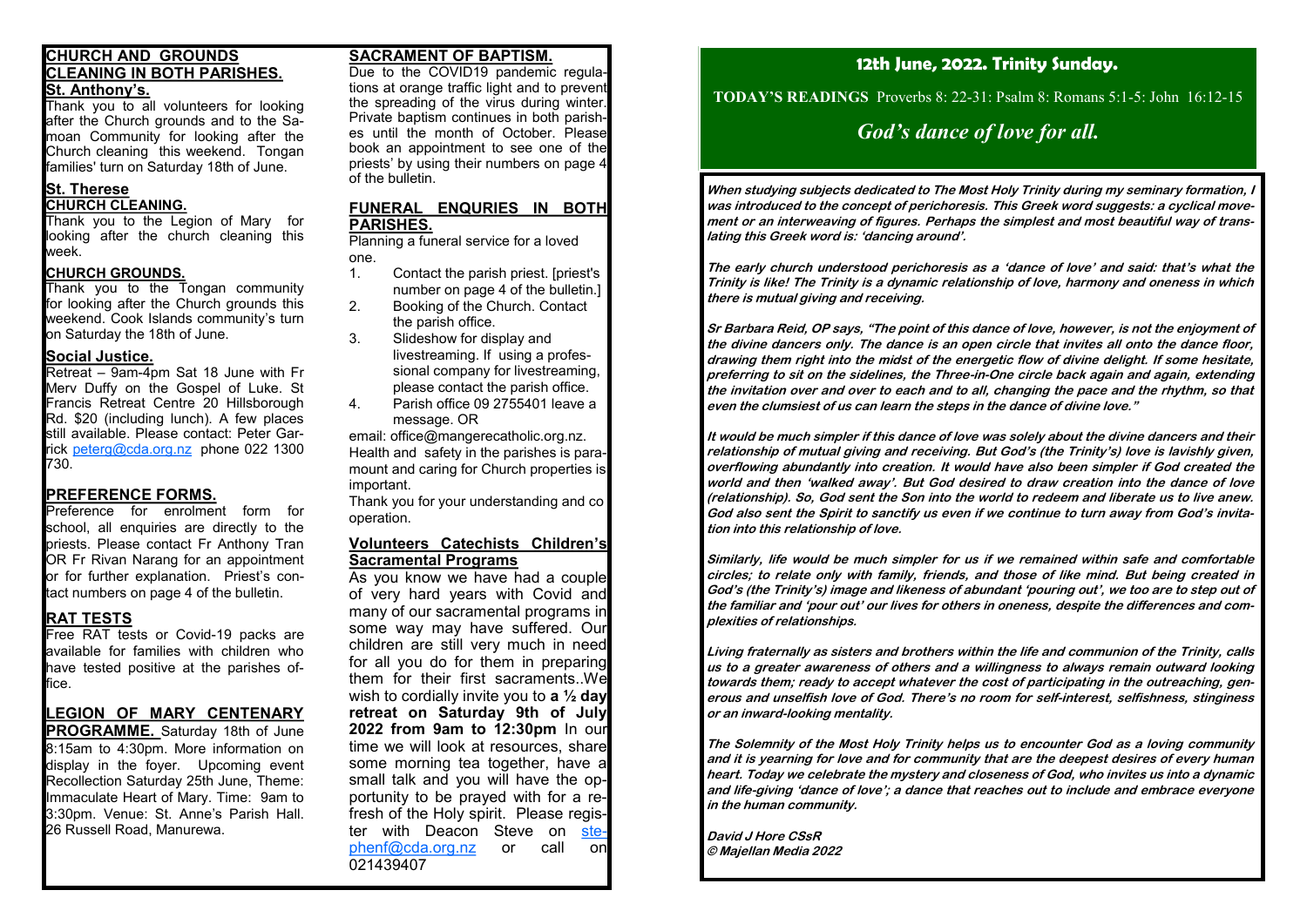## CHURCH AND GROUNDS CLEANING IN BOTH PARISHES.

### St. Anthony's.

Thank you to all volunteers for looking after the Church grounds and to the Samoan Community for looking after the Church cleaning this weekend. Tongan families' turn on Saturday 18th of June.

### St. Therese

**CHURCH CLEANING.**

Thank you to the Legion of Mary for looking after the church cleaning this week.

**CHURCH GROUNDS.**

Thank you to the Tongan community for looking after the Church grounds this weekend. Cook Islands community's turn on Saturday the 18th of June.

### Social Justice.

Retreat – 9am-4pm Sat 18 June with Fr Merv Duffy on the Gospel of Luke. St Francis Retreat Centre 20 Hillsborough Rd. $20 (including lunch). A few places still available. Please contact: Peter Garrick petera@cda.org.nz phone 022 1300 730.

## PREFERENCE FORMS.

Preference for enrolment form for school, all enquiries are directly to the priests. Please contact Fr Anthony Tran OR Fr Rivan Narang for an appointment or for further explanation. Priest's contact numbers on page 4 of the bulletin.

## RAT TESTS

Free RAT tests or Covid-19 packs are available for families with children who have tested positive at the parishes office.

## LEGION OF MARY CENTENARY PROGRAMME.

Saturday 18th of June 8:15am to 4:30pm. More information on display in the foyer. Upcoming event Recollection Saturday 25th June, Theme: Immaculate Heart of Mary. Time: 9am to 3:30pm. Venue: St. Anne's Parish Hall. 26 Russell Road, Manurewa.

## SACRAMENT OF BAPTISM.

Due to the COVID19 pandemic regulations at orange traffic light and to prevent the spreading of the virus during winter. Private baptism continues in both parishes until the month of October. Please book an appointment to see one of the priests' by using their numbers on page 4 of the bulletin.

## FUNERAL ENQURIES IN BOTH PARISHES.

Planning a funeral service for a loved one.

1. Contact the parish priest. [priest's number on page 4 of the bulletin.]
2. Booking of the Church. Contact the parish office.
3. Slideshow for display and livestreaming. If using a professional company for livestreaming, please contact the parish office.
4. Parish office 09 2755401 leave a message. OR

email: office@mangerecatholic.org.nz.

Health and safety in the parishes is paramount and caring for Church properties is important.

Thank you for your understanding and co operation.

## Volunteers Catechists Children's Sacramental Programs

As you know we have had a couple of very hard years with Covid and many of our sacramental programs in some way may have suffered. Our children are still very much in need for all you do for them in preparing them for their first sacraments..We wish to cordially invite you to **a ½ day retreat on Saturday 9th of July 2022 from 9am to 12:30pm** In our time we will look at resources, share some morning tea together, have a small talk and you will have the opportunity to be prayed with for a refresh of the Holy spirit. Please register with Deacon Steve on stephenf@cda.org.nz or call on 021439407

## 12th June, 2022. Trinity Sunday.

**TODAY'S READINGS** Proverbs 8: 22-31: Psalm 8: Romans 5:1-5: John 16:12-15

## *God's dance of love for all.*

***When studying subjects dedicated to The Most Holy Trinity during my seminary formation, I was introduced to the concept of perichoresis. This Greek word suggests: a cyclical movement or an interweaving of figures. Perhaps the simplest and most beautiful way of translating this Greek word is: 'dancing around'.***

***The early church understood perichoresis as a 'dance of love' and said: that's what the Trinity is like! The Trinity is a dynamic relationship of love, harmony and oneness in which there is mutual giving and receiving.***

***Sr Barbara Reid, OP says, "The point of this dance of love, however, is not the enjoyment of the divine dancers only. The dance is an open circle that invites all onto the dance floor, drawing them right into the midst of the energetic flow of divine delight. If some hesitate, preferring to sit on the sidelines, the Three-in-One circle back again and again, extending the invitation over and over to each and to all, changing the pace and the rhythm, so that even the clumsiest of us can learn the steps in the dance of divine love."***

***It would be much simpler if this dance of love was solely about the divine dancers and their relationship of mutual giving and receiving. But God's (the Trinity's) love is lavishly given, overflowing abundantly into creation. It would have also been simpler if God created the world and then 'walked away'. But God desired to draw creation into the dance of love (relationship). So, God sent the Son into the world to redeem and liberate us to live anew. God also sent the Spirit to sanctify us even if we continue to turn away from God's invitation into this relationship of love.***

***Similarly, life would be much simpler for us if we remained within safe and comfortable circles; to relate only with family, friends, and those of like mind. But being created in God's (the Trinity's) image and likeness of abundant 'pouring out', we too are to step out of the familiar and 'pour out' our lives for others in oneness, despite the differences and complexities of relationships.***

***Living fraternally as sisters and brothers within the life and communion of the Trinity, calls us to a greater awareness of others and a willingness to always remain outward looking towards them; ready to accept whatever the cost of participating in the outreaching, generous and unselfish love of God. There's no room for self-interest, selfishness, stinginess or an inward-looking mentality.***

***The Solemnity of the Most Holy Trinity helps us to encounter God as a loving community and it is yearning for love and for community that are the deepest desires of every human heart. Today we celebrate the mystery and closeness of God, who invites us into a dynamic and life-giving 'dance of love'; a dance that reaches out to include and embrace everyone in the human community.***

***David J Hore CSsR***
***© Majellan Media 2022***